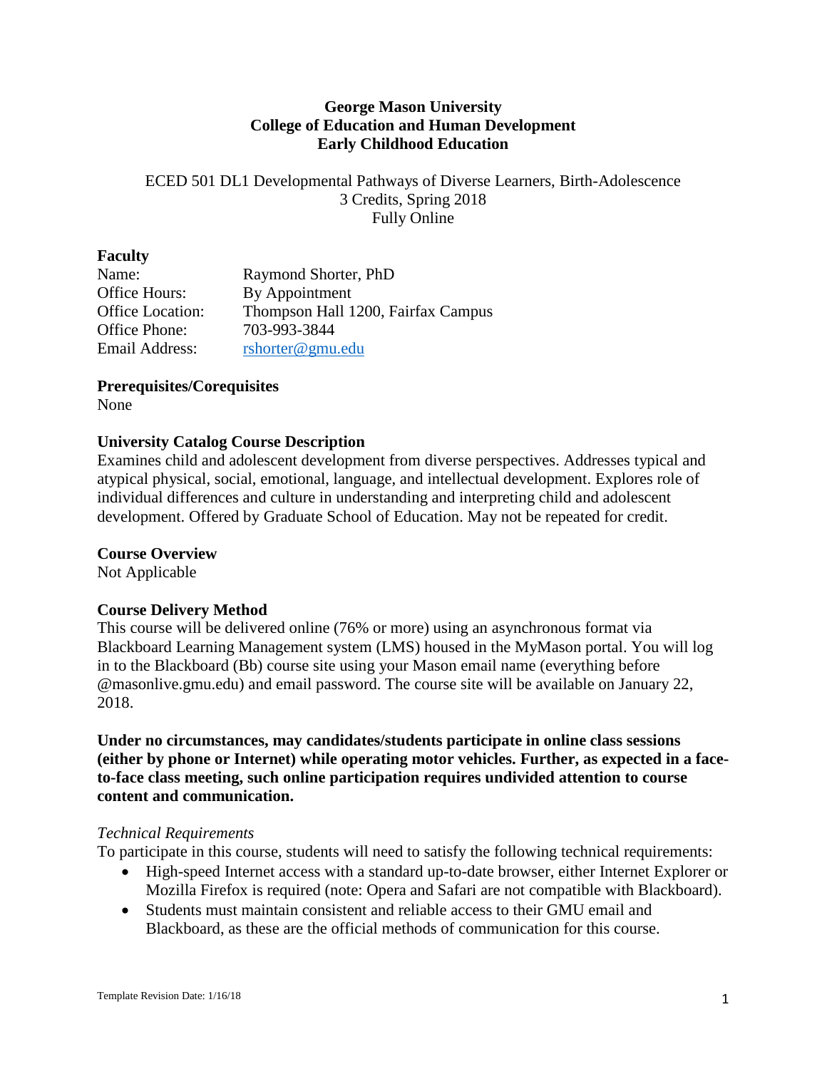**George Mason University**
**College of Education and Human Development**
**Early Childhood Education**

ECED 501 DL1 Developmental Pathways of Diverse Learners, Birth-Adolescence
3 Credits, Spring 2018
Fully Online

**Faculty**

Name: Raymond Shorter, PhD
Office Hours: By Appointment
Office Location: Thompson Hall 1200, Fairfax Campus
Office Phone: 703-993-3844
Email Address: rshorter@gmu.edu

**Prerequisites/Corequisites**

None

**University Catalog Course Description**

Examines child and adolescent development from diverse perspectives. Addresses typical and atypical physical, social, emotional, language, and intellectual development. Explores role of individual differences and culture in understanding and interpreting child and adolescent development. Offered by Graduate School of Education. May not be repeated for credit.

**Course Overview**

Not Applicable

**Course Delivery Method**

This course will be delivered online (76% or more) using an asynchronous format via Blackboard Learning Management system (LMS) housed in the MyMason portal. You will log in to the Blackboard (Bb) course site using your Mason email name (everything before @masonlive.gmu.edu) and email password. The course site will be available on January 22, 2018.

**Under no circumstances, may candidates/students participate in online class sessions (either by phone or Internet) while operating motor vehicles. Further, as expected in a face-to-face class meeting, such online participation requires undivided attention to course content and communication.**

*Technical Requirements*

To participate in this course, students will need to satisfy the following technical requirements:

- High-speed Internet access with a standard up-to-date browser, either Internet Explorer or Mozilla Firefox is required (note: Opera and Safari are not compatible with Blackboard).
- Students must maintain consistent and reliable access to their GMU email and Blackboard, as these are the official methods of communication for this course.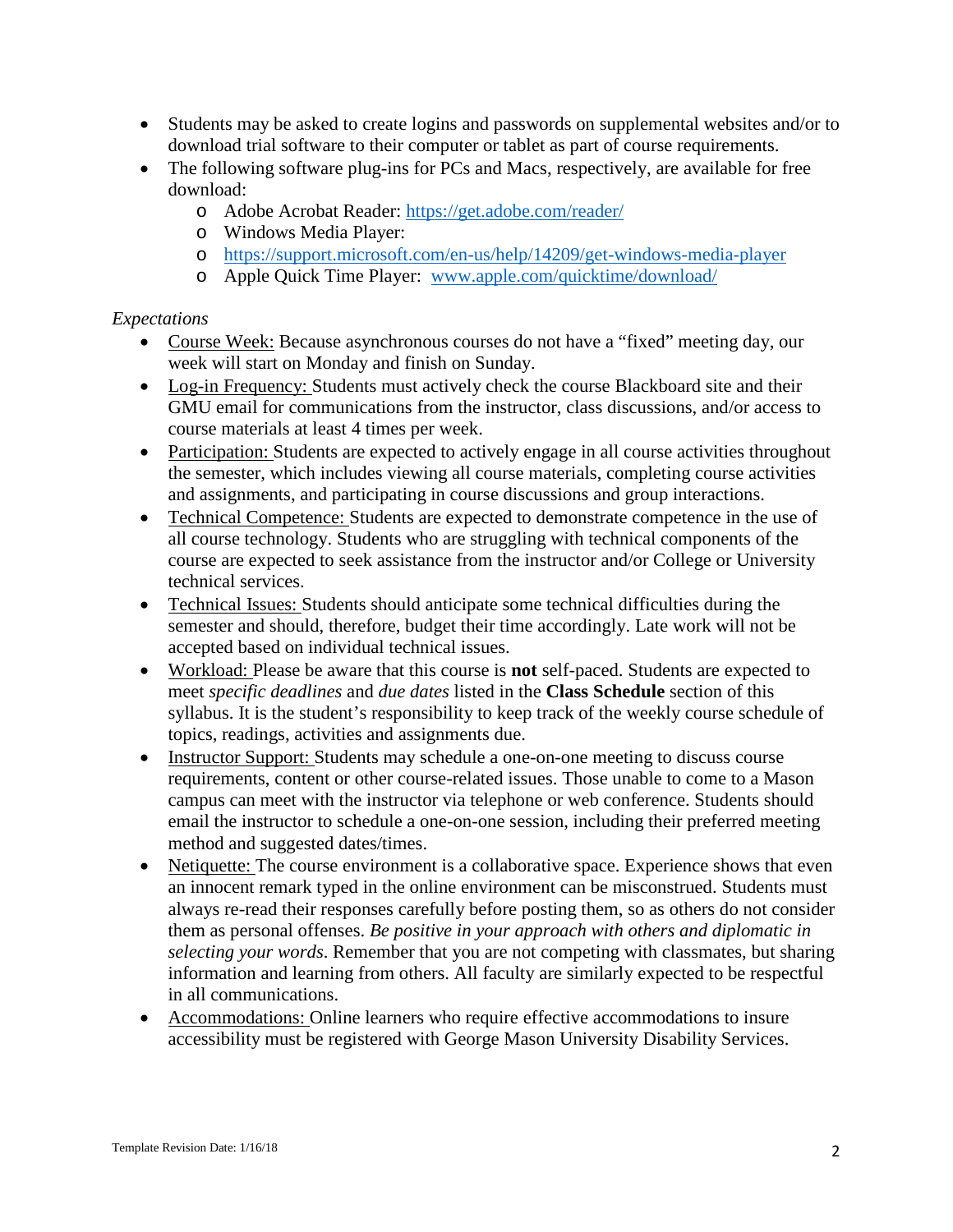- Students may be asked to create logins and passwords on supplemental websites and/or to download trial software to their computer or tablet as part of course requirements.
- The following software plug-ins for PCs and Macs, respectively, are available for free download:
  - Adobe Acrobat Reader: https://get.adobe.com/reader/
  - Windows Media Player:
  - https://support.microsoft.com/en-us/help/14209/get-windows-media-player
  - Apple Quick Time Player: www.apple.com/quicktime/download/

*Expectations*

- Course Week: Because asynchronous courses do not have a "fixed" meeting day, our week will start on Monday and finish on Sunday.
- Log-in Frequency: Students must actively check the course Blackboard site and their GMU email for communications from the instructor, class discussions, and/or access to course materials at least 4 times per week.
- Participation: Students are expected to actively engage in all course activities throughout the semester, which includes viewing all course materials, completing course activities and assignments, and participating in course discussions and group interactions.
- Technical Competence: Students are expected to demonstrate competence in the use of all course technology. Students who are struggling with technical components of the course are expected to seek assistance from the instructor and/or College or University technical services.
- Technical Issues: Students should anticipate some technical difficulties during the semester and should, therefore, budget their time accordingly. Late work will not be accepted based on individual technical issues.
- Workload: Please be aware that this course is **not** self-paced. Students are expected to meet *specific deadlines* and *due dates* listed in the **Class Schedule** section of this syllabus. It is the student's responsibility to keep track of the weekly course schedule of topics, readings, activities and assignments due.
- Instructor Support: Students may schedule a one-on-one meeting to discuss course requirements, content or other course-related issues. Those unable to come to a Mason campus can meet with the instructor via telephone or web conference. Students should email the instructor to schedule a one-on-one session, including their preferred meeting method and suggested dates/times.
- Netiquette: The course environment is a collaborative space. Experience shows that even an innocent remark typed in the online environment can be misconstrued. Students must always re-read their responses carefully before posting them, so as others do not consider them as personal offenses. *Be positive in your approach with others and diplomatic in selecting your words*. Remember that you are not competing with classmates, but sharing information and learning from others. All faculty are similarly expected to be respectful in all communications.
- Accommodations: Online learners who require effective accommodations to insure accessibility must be registered with George Mason University Disability Services.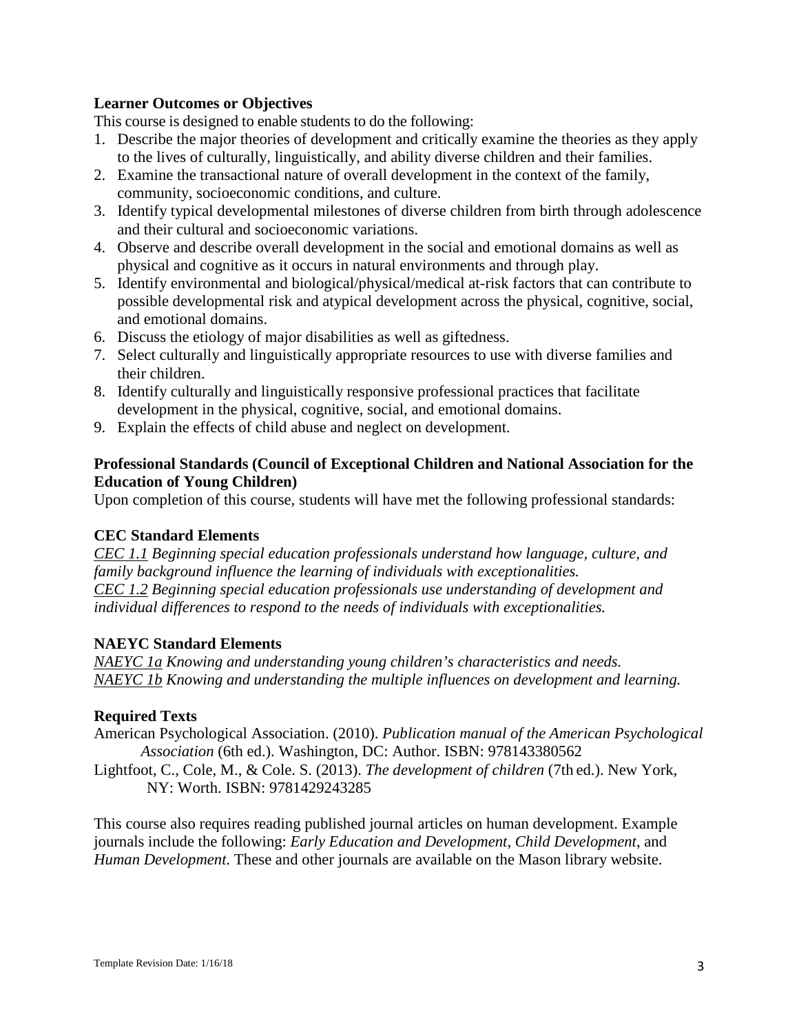### Learner Outcomes or Objectives

This course is designed to enable students to do the following:

1. Describe the major theories of development and critically examine the theories as they apply to the lives of culturally, linguistically, and ability diverse children and their families.
2. Examine the transactional nature of overall development in the context of the family, community, socioeconomic conditions, and culture.
3. Identify typical developmental milestones of diverse children from birth through adolescence and their cultural and socioeconomic variations.
4. Observe and describe overall development in the social and emotional domains as well as physical and cognitive as it occurs in natural environments and through play.
5. Identify environmental and biological/physical/medical at-risk factors that can contribute to possible developmental risk and atypical development across the physical, cognitive, social, and emotional domains.
6. Discuss the etiology of major disabilities as well as giftedness.
7. Select culturally and linguistically appropriate resources to use with diverse families and their children.
8. Identify culturally and linguistically responsive professional practices that facilitate development in the physical, cognitive, social, and emotional domains.
9. Explain the effects of child abuse and neglect on development.

### Professional Standards (Council of Exceptional Children and National Association for the Education of Young Children)

Upon completion of this course, students will have met the following professional standards:

### CEC Standard Elements

*CEC 1.1 Beginning special education professionals understand how language, culture, and family background influence the learning of individuals with exceptionalities.*
*CEC 1.2 Beginning special education professionals use understanding of development and individual differences to respond to the needs of individuals with exceptionalities.*

### NAEYC Standard Elements

*NAEYC 1a Knowing and understanding young children's characteristics and needs.*
*NAEYC 1b Knowing and understanding the multiple influences on development and learning.*

### Required Texts

American Psychological Association. (2010). *Publication manual of the American Psychological Association* (6th ed.). Washington, DC: Author. ISBN: 978143380562

Lightfoot, C., Cole, M., & Cole. S. (2013). *The development of children* (7th ed.). New York, NY: Worth. ISBN: 9781429243285

This course also requires reading published journal articles on human development. Example journals include the following: *Early Education and Development*, *Child Development*, and *Human Development*. These and other journals are available on the Mason library website.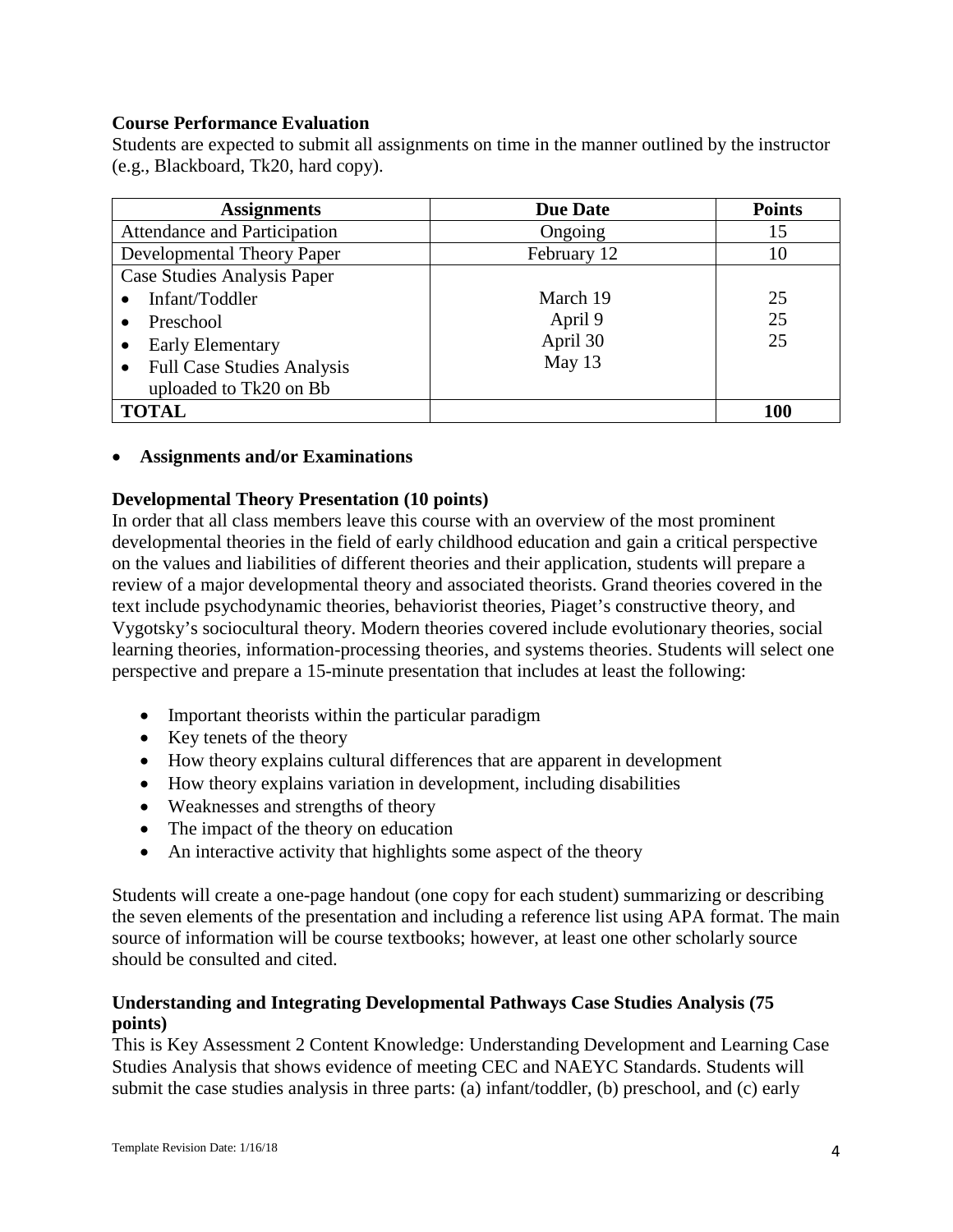**Course Performance Evaluation**

Students are expected to submit all assignments on time in the manner outlined by the instructor (e.g., Blackboard, Tk20, hard copy).

| Assignments | Due Date | Points |
|---|---|---|
| Attendance and Participation | Ongoing | 15 |
| Developmental Theory Paper | February 12 | 10 |
| Case Studies Analysis Paper<br>• Infant/Toddler<br>• Preschool<br>• Early Elementary<br>• Full Case Studies Analysis uploaded to Tk20 on Bb | <br>March 19<br>April 9<br>April 30<br>May 13 | <br>25<br>25<br>25 |
| **TOTAL** | | **100** |

- **Assignments and/or Examinations**

**Developmental Theory Presentation (10 points)**

In order that all class members leave this course with an overview of the most prominent developmental theories in the field of early childhood education and gain a critical perspective on the values and liabilities of different theories and their application, students will prepare a review of a major developmental theory and associated theorists. Grand theories covered in the text include psychodynamic theories, behaviorist theories, Piaget's constructive theory, and Vygotsky's sociocultural theory. Modern theories covered include evolutionary theories, social learning theories, information-processing theories, and systems theories. Students will select one perspective and prepare a 15-minute presentation that includes at least the following:

- Important theorists within the particular paradigm
- Key tenets of the theory
- How theory explains cultural differences that are apparent in development
- How theory explains variation in development, including disabilities
- Weaknesses and strengths of theory
- The impact of the theory on education
- An interactive activity that highlights some aspect of the theory

Students will create a one-page handout (one copy for each student) summarizing or describing the seven elements of the presentation and including a reference list using APA format. The main source of information will be course textbooks; however, at least one other scholarly source should be consulted and cited.

**Understanding and Integrating Developmental Pathways Case Studies Analysis (75 points)**

This is Key Assessment 2 Content Knowledge: Understanding Development and Learning Case Studies Analysis that shows evidence of meeting CEC and NAEYC Standards. Students will submit the case studies analysis in three parts: (a) infant/toddler, (b) preschool, and (c) early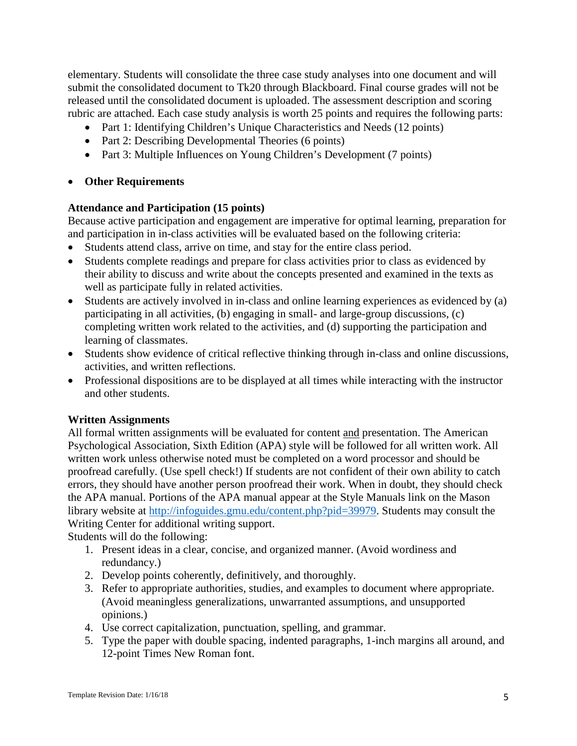elementary. Students will consolidate the three case study analyses into one document and will submit the consolidated document to Tk20 through Blackboard. Final course grades will not be released until the consolidated document is uploaded. The assessment description and scoring rubric are attached. Each case study analysis is worth 25 points and requires the following parts:

- Part 1: Identifying Children's Unique Characteristics and Needs (12 points)
- Part 2: Describing Developmental Theories (6 points)
- Part 3: Multiple Influences on Young Children's Development (7 points)

- **Other Requirements**

**Attendance and Participation (15 points)**

Because active participation and engagement are imperative for optimal learning, preparation for and participation in in-class activities will be evaluated based on the following criteria:

- Students attend class, arrive on time, and stay for the entire class period.
- Students complete readings and prepare for class activities prior to class as evidenced by their ability to discuss and write about the concepts presented and examined in the texts as well as participate fully in related activities.
- Students are actively involved in in-class and online learning experiences as evidenced by (a) participating in all activities, (b) engaging in small- and large-group discussions, (c) completing written work related to the activities, and (d) supporting the participation and learning of classmates.
- Students show evidence of critical reflective thinking through in-class and online discussions, activities, and written reflections.
- Professional dispositions are to be displayed at all times while interacting with the instructor and other students.

**Written Assignments**

All formal written assignments will be evaluated for content <u>and</u> presentation. The American Psychological Association, Sixth Edition (APA) style will be followed for all written work. All written work unless otherwise noted must be completed on a word processor and should be proofread carefully. (Use spell check!) If students are not confident of their own ability to catch errors, they should have another person proofread their work. When in doubt, they should check the APA manual. Portions of the APA manual appear at the Style Manuals link on the Mason library website at http://infoguides.gmu.edu/content.php?pid=39979. Students may consult the Writing Center for additional writing support.

Students will do the following:

1. Present ideas in a clear, concise, and organized manner. (Avoid wordiness and redundancy.)
2. Develop points coherently, definitively, and thoroughly.
3. Refer to appropriate authorities, studies, and examples to document where appropriate. (Avoid meaningless generalizations, unwarranted assumptions, and unsupported opinions.)
4. Use correct capitalization, punctuation, spelling, and grammar.
5. Type the paper with double spacing, indented paragraphs, 1-inch margins all around, and 12-point Times New Roman font.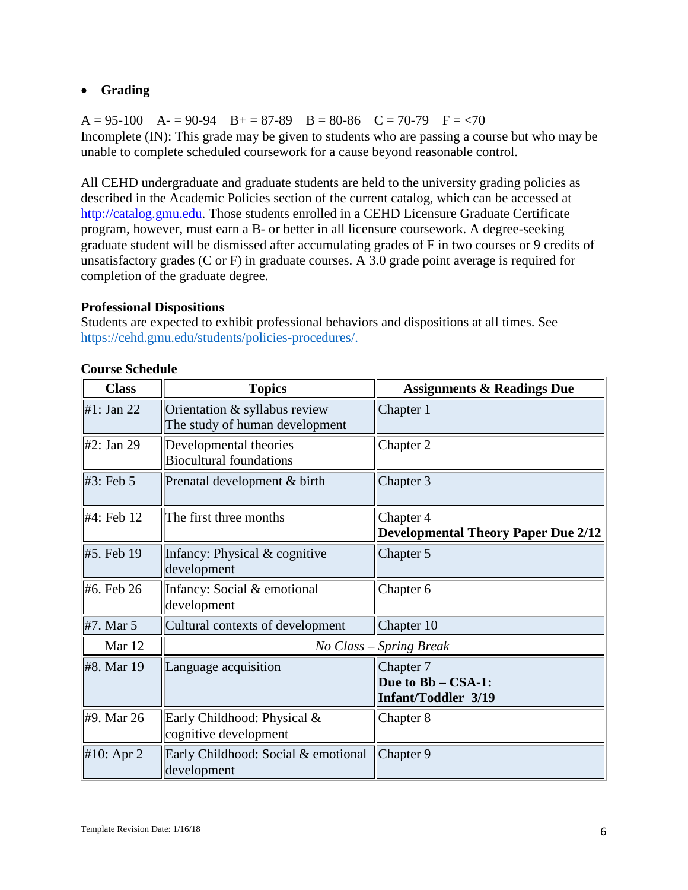- **Grading**

A = 95-100    A- = 90-94    B+ = 87-89    B = 80-86    C = 70-79    F = <70
Incomplete (IN): This grade may be given to students who are passing a course but who may be unable to complete scheduled coursework for a cause beyond reasonable control.

All CEHD undergraduate and graduate students are held to the university grading policies as described in the Academic Policies section of the current catalog, which can be accessed at http://catalog.gmu.edu. Those students enrolled in a CEHD Licensure Graduate Certificate program, however, must earn a B- or better in all licensure coursework. A degree-seeking graduate student will be dismissed after accumulating grades of F in two courses or 9 credits of unsatisfactory grades (C or F) in graduate courses. A 3.0 grade point average is required for completion of the graduate degree.

**Professional Dispositions**
Students are expected to exhibit professional behaviors and dispositions at all times. See https://cehd.gmu.edu/students/policies-procedures/.

**Course Schedule**

| Class | Topics | Assignments & Readings Due |
|---|---|---|
| #1: Jan 22 | Orientation & syllabus review<br>The study of human development | Chapter 1 |
| #2: Jan 29 | Developmental theories<br>Biocultural foundations | Chapter 2 |
| #3: Feb 5 | Prenatal development & birth | Chapter 3 |
| #4: Feb 12 | The first three months | Chapter 4<br>**Developmental Theory Paper Due 2/12** |
| #5. Feb 19 | Infancy: Physical & cognitive development | Chapter 5 |
| #6. Feb 26 | Infancy: Social & emotional development | Chapter 6 |
| #7. Mar 5 | Cultural contexts of development | Chapter 10 |
| Mar 12 | *No Class – Spring Break* | |
| #8. Mar 19 | Language acquisition | Chapter 7<br>**Due to Bb – CSA-1: Infant/Toddler 3/19** |
| #9. Mar 26 | Early Childhood: Physical & cognitive development | Chapter 8 |
| #10: Apr 2 | Early Childhood: Social & emotional development | Chapter 9 |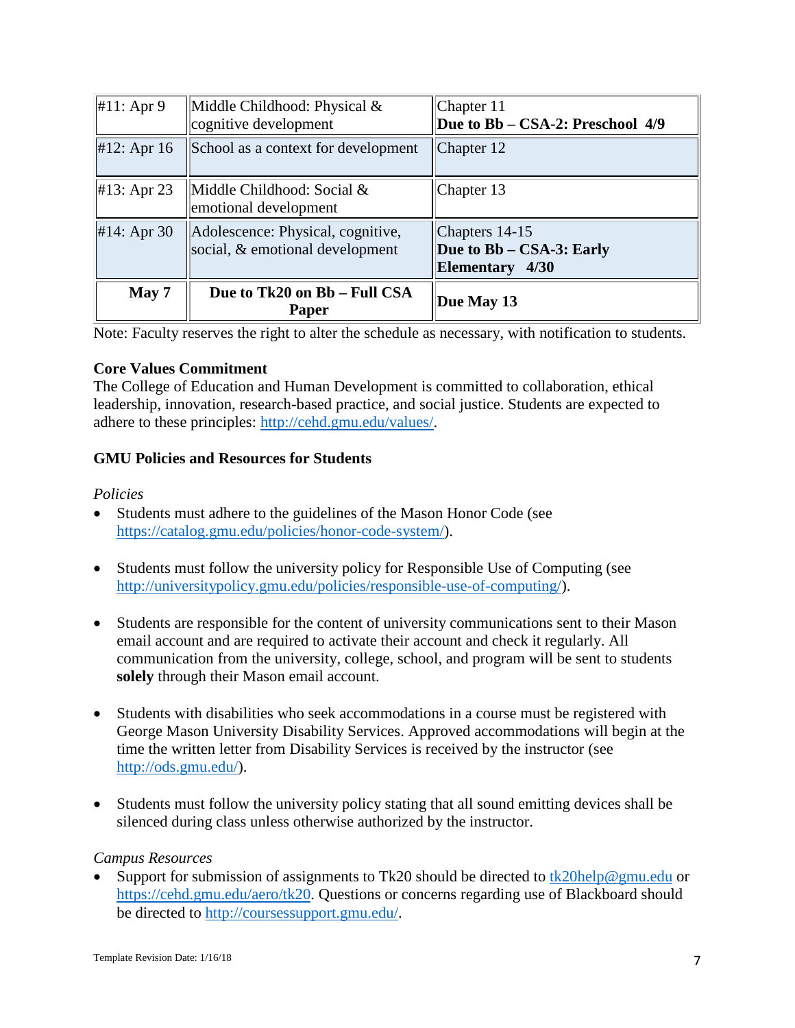| #11: Apr 9 | Middle Childhood: Physical & cognitive development | Chapter 11<br>**Due to Bb – CSA-2: Preschool 4/9** |
|---|---|---|
| #12: Apr 16 | School as a context for development | Chapter 12 |
| #13: Apr 23 | Middle Childhood: Social & emotional development | Chapter 13 |
| #14: Apr 30 | Adolescence: Physical, cognitive, social, & emotional development | Chapters 14-15<br>**Due to Bb – CSA-3: Early Elementary 4/30** |
| **May 7** | **Due to Tk20 on Bb – Full CSA Paper** | **Due May 13** |

Note: Faculty reserves the right to alter the schedule as necessary, with notification to students.

**Core Values Commitment**

The College of Education and Human Development is committed to collaboration, ethical leadership, innovation, research-based practice, and social justice. Students are expected to adhere to these principles: http://cehd.gmu.edu/values/.

**GMU Policies and Resources for Students**

*Policies*

- Students must adhere to the guidelines of the Mason Honor Code (see https://catalog.gmu.edu/policies/honor-code-system/).
- Students must follow the university policy for Responsible Use of Computing (see http://universitypolicy.gmu.edu/policies/responsible-use-of-computing/).
- Students are responsible for the content of university communications sent to their Mason email account and are required to activate their account and check it regularly. All communication from the university, college, school, and program will be sent to students **solely** through their Mason email account.
- Students with disabilities who seek accommodations in a course must be registered with George Mason University Disability Services. Approved accommodations will begin at the time the written letter from Disability Services is received by the instructor (see http://ods.gmu.edu/).
- Students must follow the university policy stating that all sound emitting devices shall be silenced during class unless otherwise authorized by the instructor.

*Campus Resources*

- Support for submission of assignments to Tk20 should be directed to tk20help@gmu.edu or https://cehd.gmu.edu/aero/tk20. Questions or concerns regarding use of Blackboard should be directed to http://coursessupport.gmu.edu/.

Template Revision Date: 1/16/18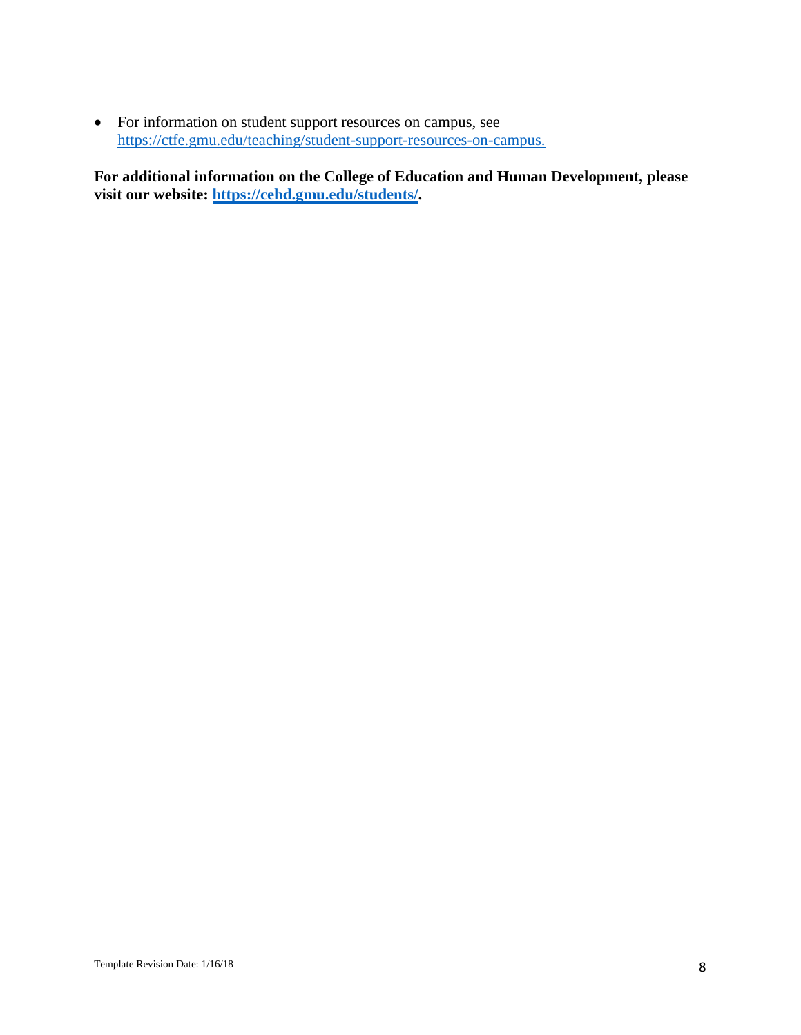- For information on student support resources on campus, see https://ctfe.gmu.edu/teaching/student-support-resources-on-campus.

**For additional information on the College of Education and Human Development, please visit our website: https://cehd.gmu.edu/students/.**